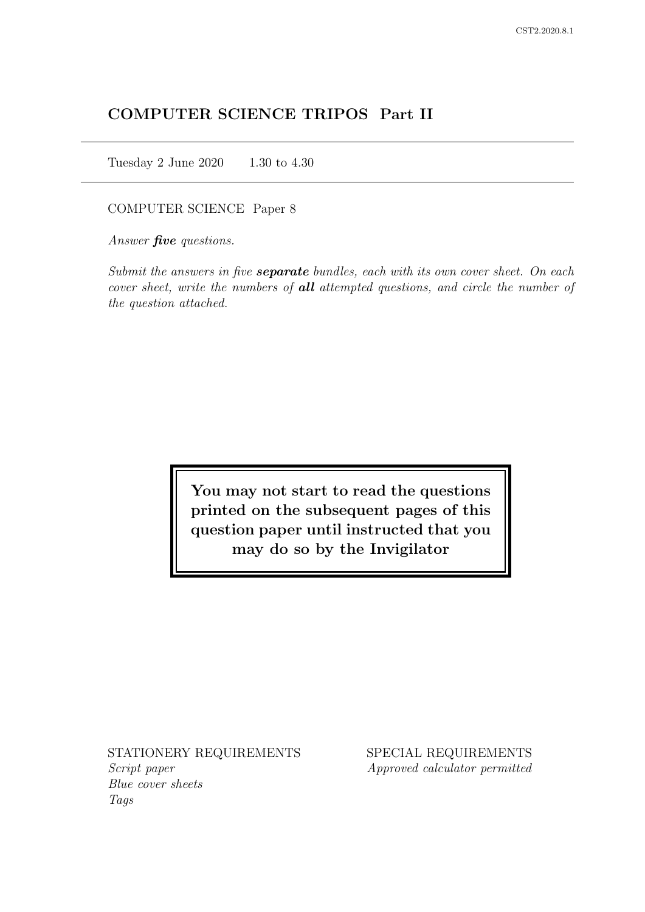# COMPUTER SCIENCE TRIPOS Part II

Tuesday 2 June 2020 1.30 to 4.30

COMPUTER SCIENCE Paper 8

*Answer **five** questions.*

*Submit the answers in five **separate** bundles, each with its own cover sheet. On each cover sheet, write the numbers of **all** attempted questions, and circle the number of the question attached.*

**You may not start to read the questions printed on the subsequent pages of this question paper until instructed that you may do so by the Invigilator**

STATIONERY REQUIREMENTS
*Script paper*
*Blue cover sheets*
*Tags*

SPECIAL REQUIREMENTS
*Approved calculator permitted*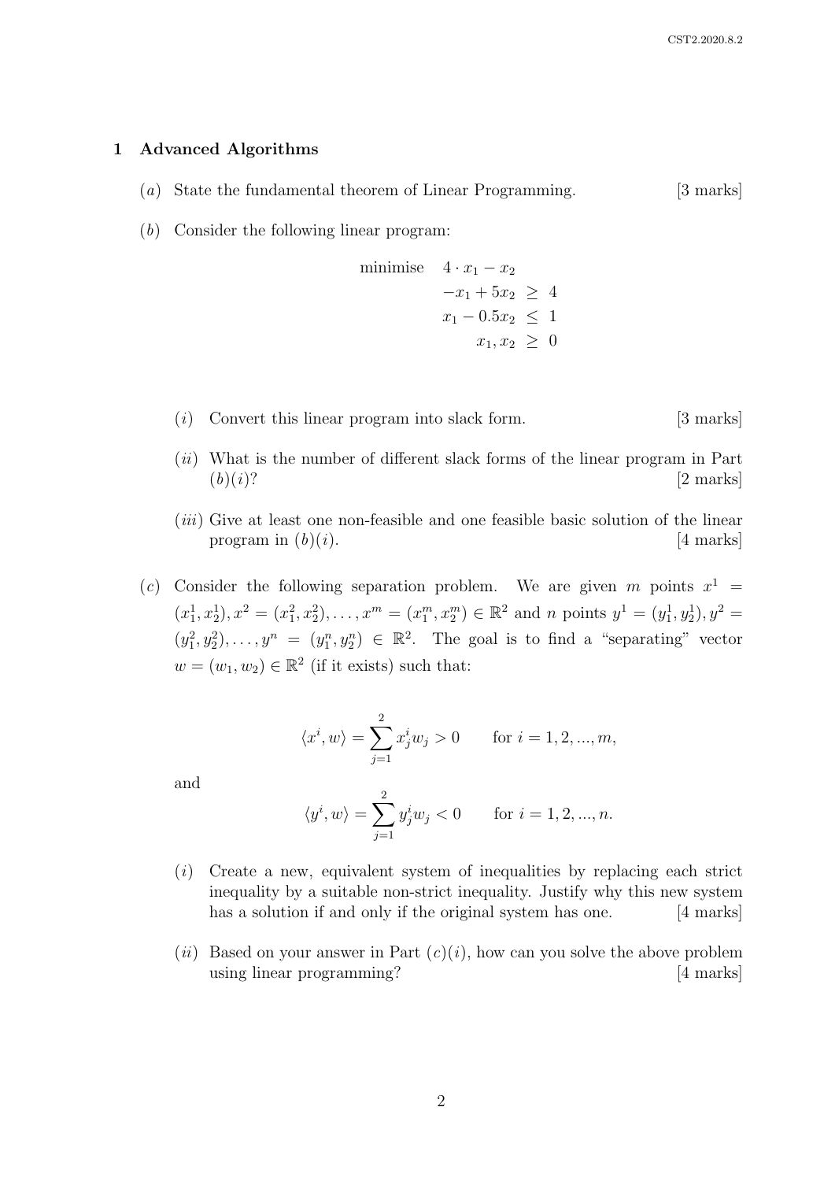## 1 Advanced Algorithms

(*a*) State the fundamental theorem of Linear Programming. [3 marks]

(*b*) Consider the following linear program:

$$
\begin{aligned}
\text{minimise} \quad & 4 \cdot x_1 - x_2 \\
& -x_1 + 5x_2 \geq 4 \\
& x_1 - 0.5x_2 \leq 1 \\
& x_1, x_2 \geq 0
\end{aligned}
$$

(*i*) Convert this linear program into slack form. [3 marks]

(*ii*) What is the number of different slack forms of the linear program in Part (*b*)(*i*)? [2 marks]

(*iii*) Give at least one non-feasible and one feasible basic solution of the linear program in (*b*)(*i*). [4 marks]

(*c*) Consider the following separation problem. We are given $m$ points $x^1 = (x^1_1, x^1_2), x^2 = (x^2_1, x^2_2), \ldots, x^m = (x^m_1, x^m_2) \in \mathbb{R}^2$ and $n$ points $y^1 = (y^1_1, y^1_2), y^2 = (y^2_1, y^2_2), \ldots, y^n = (y^n_1, y^n_2) \in \mathbb{R}^2$. The goal is to find a "separating" vector $w = (w_1, w_2) \in \mathbb{R}^2$ (if it exists) such that:

$$
\langle x^i, w \rangle = \sum_{j=1}^{2} x^i_j w_j > 0 \qquad \text{for } i = 1, 2, ..., m,
$$

and

$$
\langle y^i, w \rangle = \sum_{j=1}^{2} y^i_j w_j < 0 \qquad \text{for } i = 1, 2, ..., n.
$$

(*i*) Create a new, equivalent system of inequalities by replacing each strict inequality by a suitable non-strict inequality. Justify why this new system has a solution if and only if the original system has one. [4 marks]

(*ii*) Based on your answer in Part (*c*)(*i*), how can you solve the above problem using linear programming? [4 marks]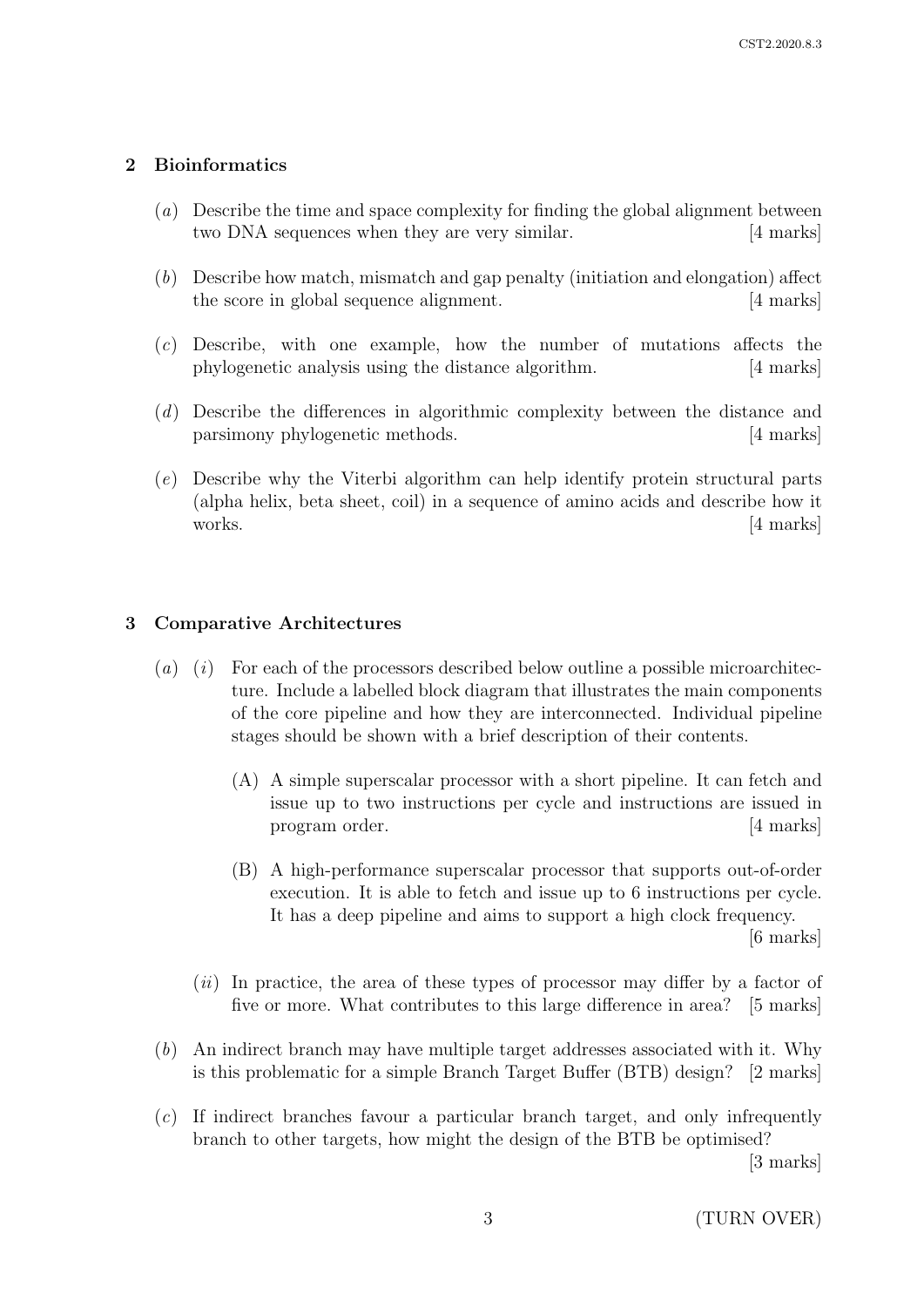## 2 Bioinformatics

(*a*) Describe the time and space complexity for finding the global alignment between two DNA sequences when they are very similar. [4 marks]

(*b*) Describe how match, mismatch and gap penalty (initiation and elongation) affect the score in global sequence alignment. [4 marks]

(*c*) Describe, with one example, how the number of mutations affects the phylogenetic analysis using the distance algorithm. [4 marks]

(*d*) Describe the differences in algorithmic complexity between the distance and parsimony phylogenetic methods. [4 marks]

(*e*) Describe why the Viterbi algorithm can help identify protein structural parts (alpha helix, beta sheet, coil) in a sequence of amino acids and describe how it works. [4 marks]

## 3 Comparative Architectures

(*a*) (*i*) For each of the processors described below outline a possible microarchitecture. Include a labelled block diagram that illustrates the main components of the core pipeline and how they are interconnected. Individual pipeline stages should be shown with a brief description of their contents.

(A) A simple superscalar processor with a short pipeline. It can fetch and issue up to two instructions per cycle and instructions are issued in program order. [4 marks]

(B) A high-performance superscalar processor that supports out-of-order execution. It is able to fetch and issue up to 6 instructions per cycle. It has a deep pipeline and aims to support a high clock frequency. [6 marks]

(*ii*) In practice, the area of these types of processor may differ by a factor of five or more. What contributes to this large difference in area? [5 marks]

(*b*) An indirect branch may have multiple target addresses associated with it. Why is this problematic for a simple Branch Target Buffer (BTB) design? [2 marks]

(*c*) If indirect branches favour a particular branch target, and only infrequently branch to other targets, how might the design of the BTB be optimised? [3 marks]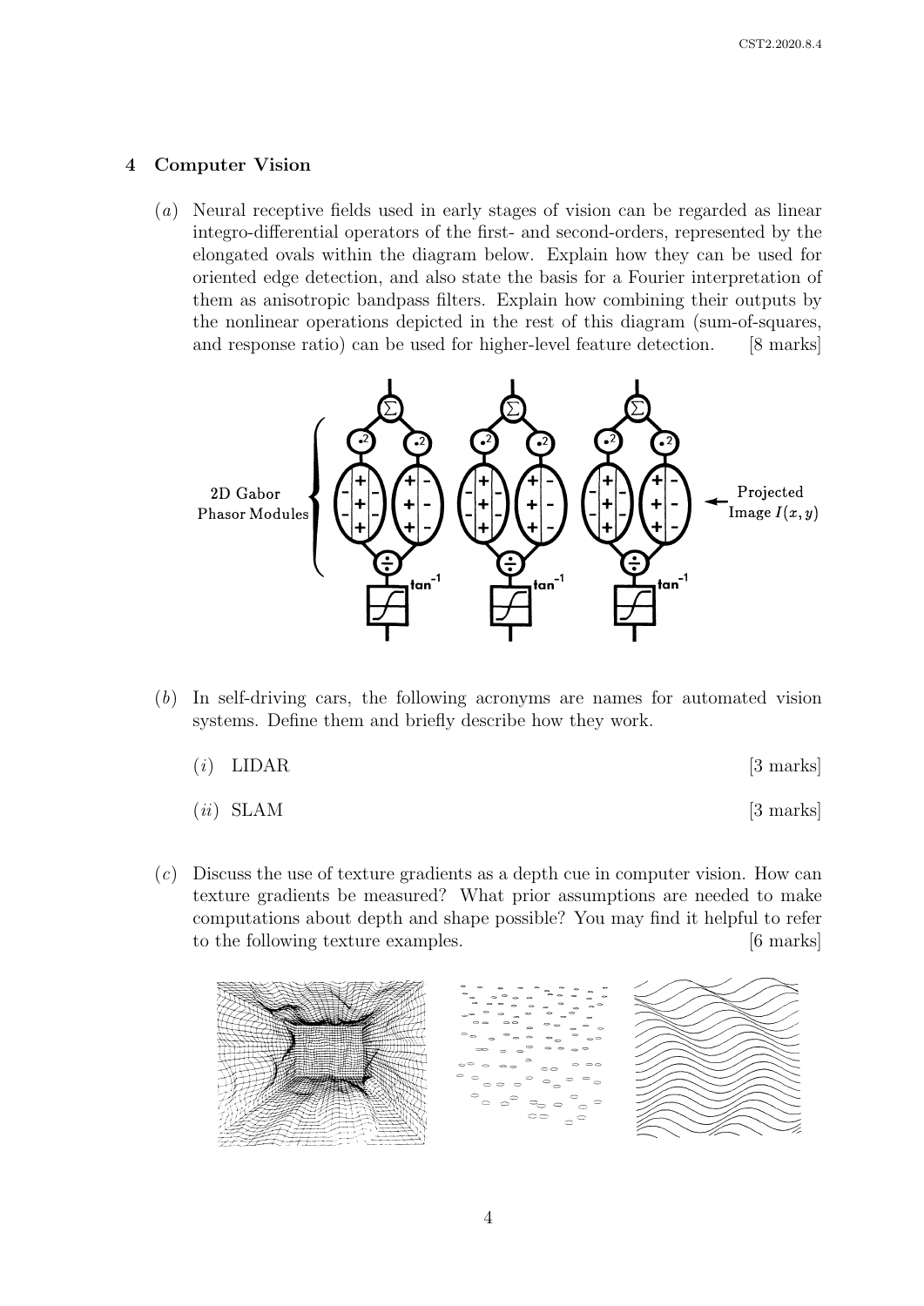## 4 Computer Vision

(*a*) Neural receptive fields used in early stages of vision can be regarded as linear integro-differential operators of the first- and second-orders, represented by the elongated ovals within the diagram below. Explain how they can be used for oriented edge detection, and also state the basis for a Fourier interpretation of them as anisotropic bandpass filters. Explain how combining their outputs by the nonlinear operations depicted in the rest of this diagram (sum-of-squares, and response ratio) can be used for higher-level feature detection. [8 marks]

(*b*) In self-driving cars, the following acronyms are names for automated vision systems. Define them and briefly describe how they work.

(*i*) LIDAR [3 marks]

(*ii*) SLAM [3 marks]

(*c*) Discuss the use of texture gradients as a depth cue in computer vision. How can texture gradients be measured? What prior assumptions are needed to make computations about depth and shape possible? You may find it helpful to refer to the following texture examples. [6 marks]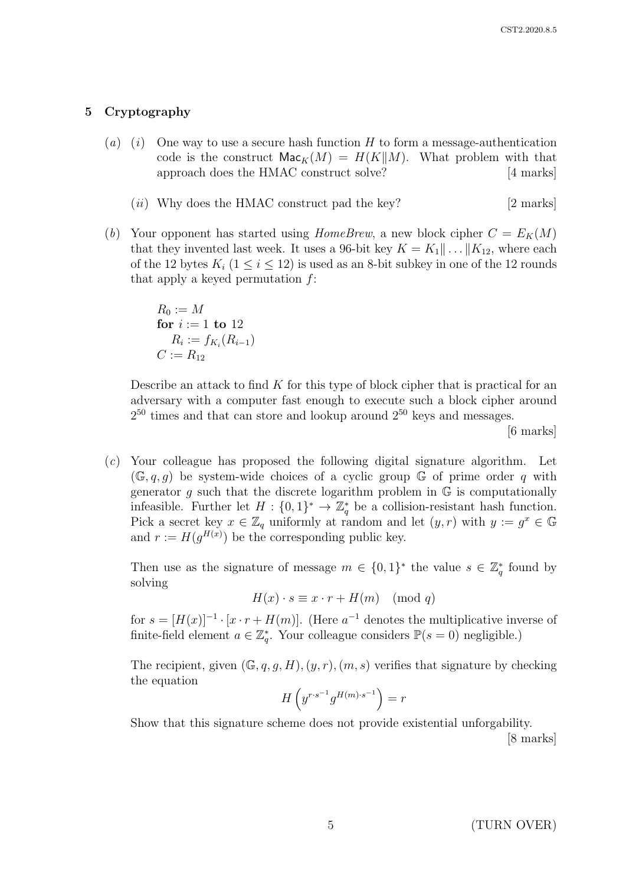## 5 Cryptography

(*a*) (*i*) One way to use a secure hash function $H$ to form a message-authentication code is the construct $\mathsf{Mac}_K(M) = H(K\|M)$. What problem with that approach does the HMAC construct solve? [4 marks]

(*ii*) Why does the HMAC construct pad the key? [2 marks]

(*b*) Your opponent has started using *HomeBrew*, a new block cipher $C = E_K(M)$ that they invented last week. It uses a 96-bit key $K = K_1\|\ldots\|K_{12}$, where each of the 12 bytes $K_i$ ($1 \leq i \leq 12$) is used as an 8-bit subkey in one of the 12 rounds that apply a keyed permutation $f$:

$R_0 := M$
**for** $i := 1$ **to** 12
  $R_i := f_{K_i}(R_{i-1})$
$C := R_{12}$

Describe an attack to find $K$ for this type of block cipher that is practical for an adversary with a computer fast enough to execute such a block cipher around $2^{50}$ times and that can store and lookup around $2^{50}$ keys and messages. [6 marks]

(*c*) Your colleague has proposed the following digital signature algorithm. Let $(\mathbb{G}, q, g)$ be system-wide choices of a cyclic group $\mathbb{G}$ of prime order $q$ with generator $g$ such that the discrete logarithm problem in $\mathbb{G}$ is computationally infeasible. Further let $H : \{0,1\}^* \to \mathbb{Z}_q^*$ be a collision-resistant hash function. Pick a secret key $x \in \mathbb{Z}_q$ uniformly at random and let $(y, r)$ with $y := g^x \in \mathbb{G}$ and $r := H(g^{H(x)})$ be the corresponding public key.

Then use as the signature of message $m \in \{0,1\}^*$ the value $s \in \mathbb{Z}_q^*$ found by solving

$$H(x) \cdot s \equiv x \cdot r + H(m) \pmod{q}$$

for $s = [H(x)]^{-1} \cdot [x \cdot r + H(m)]$. (Here $a^{-1}$ denotes the multiplicative inverse of finite-field element $a \in \mathbb{Z}_q^*$. Your colleague considers $\mathbb{P}(s = 0)$ negligible.)

The recipient, given $(\mathbb{G}, q, g, H), (y, r), (m, s)$ verifies that signature by checking the equation

$$H\left(y^{r \cdot s^{-1}} g^{H(m) \cdot s^{-1}}\right) = r$$

Show that this signature scheme does not provide existential unforgability. [8 marks]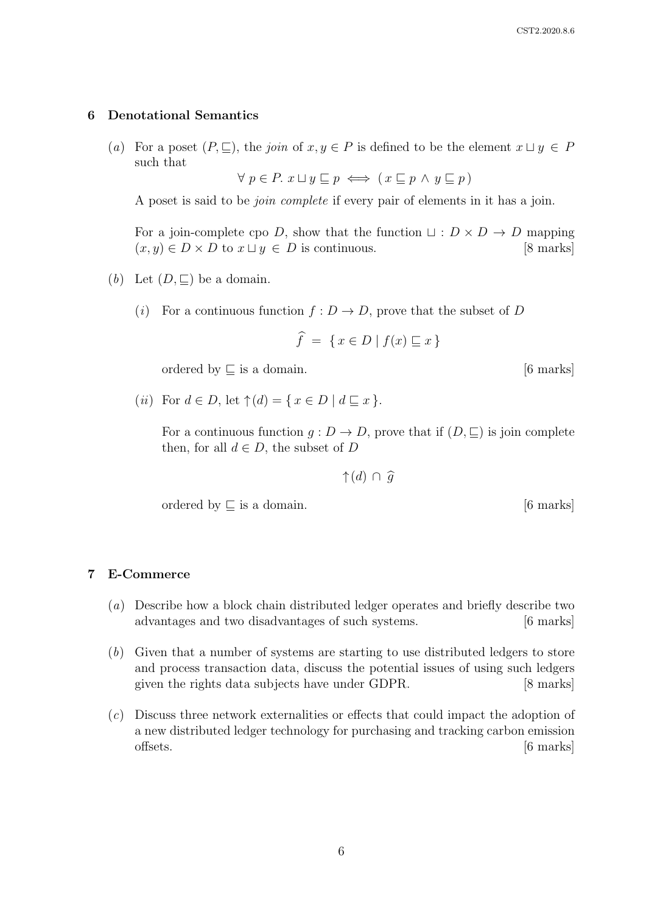## 6 Denotational Semantics

(*a*) For a poset $(P, \sqsubseteq)$, the *join* of $x, y \in P$ is defined to be the element $x \sqcup y \in P$ such that

$$\forall\, p \in P.\ x \sqcup y \sqsubseteq p \iff (\, x \sqsubseteq p \wedge y \sqsubseteq p\,)$$

A poset is said to be *join complete* if every pair of elements in it has a join.

For a join-complete cpo $D$, show that the function $\sqcup : D \times D \to D$ mapping $(x, y) \in D \times D$ to $x \sqcup y \in D$ is continuous. [8 marks]

(*b*) Let $(D, \sqsubseteq)$ be a domain.

(*i*) For a continuous function $f : D \to D$, prove that the subset of $D$

$$\widehat{f} \;=\; \{\, x \in D \mid f(x) \sqsubseteq x \,\}$$

ordered by $\sqsubseteq$ is a domain. [6 marks]

(*ii*) For $d \in D$, let $\uparrow\!(d) = \{\, x \in D \mid d \sqsubseteq x \,\}$.

For a continuous function $g : D \to D$, prove that if $(D, \sqsubseteq)$ is join complete then, for all $d \in D$, the subset of $D$

$$\uparrow\!(d) \,\cap\, \widehat{g}$$

ordered by $\sqsubseteq$ is a domain. [6 marks]

## 7 E-Commerce

(*a*) Describe how a block chain distributed ledger operates and briefly describe two advantages and two disadvantages of such systems. [6 marks]

(*b*) Given that a number of systems are starting to use distributed ledgers to store and process transaction data, discuss the potential issues of using such ledgers given the rights data subjects have under GDPR. [8 marks]

(*c*) Discuss three network externalities or effects that could impact the adoption of a new distributed ledger technology for purchasing and tracking carbon emission offsets. [6 marks]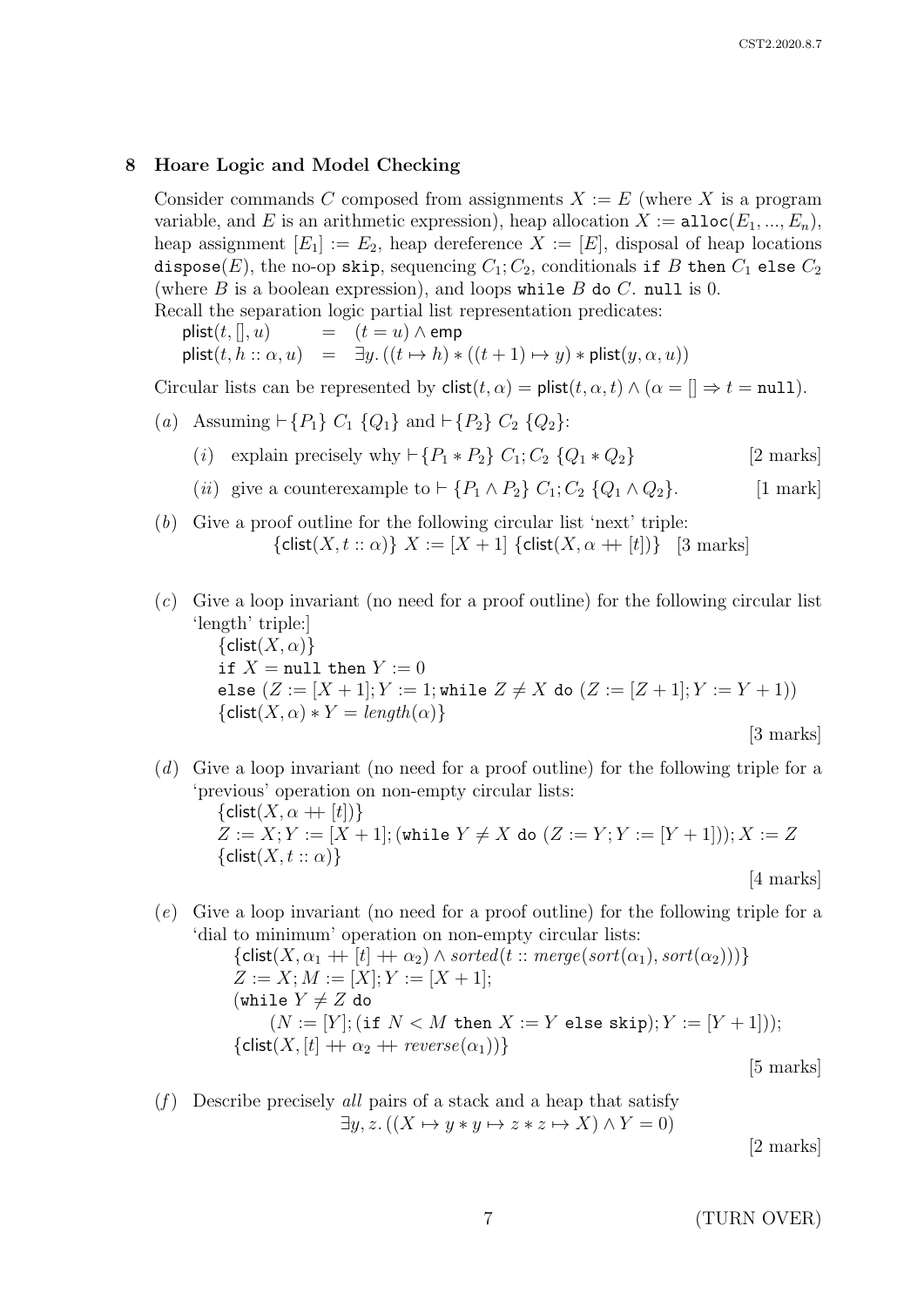## 8 Hoare Logic and Model Checking

Consider commands $C$ composed from assignments $X := E$ (where $X$ is a program variable, and $E$ is an arithmetic expression), heap allocation $X := \texttt{alloc}(E_1, ..., E_n)$, heap assignment $[E_1] := E_2$, heap dereference $X := [E]$, disposal of heap locations $\texttt{dispose}(E)$, the no-op $\texttt{skip}$, sequencing $C_1; C_2$, conditionals $\texttt{if } B \texttt{ then } C_1 \texttt{ else } C_2$ (where $B$ is a boolean expression), and loops $\texttt{while } B \texttt{ do } C$. $\texttt{null}$ is 0.

Recall the separation logic partial list representation predicates:

$$\mathsf{plist}(t, [], u) \quad = \quad (t = u) \wedge \mathsf{emp}$$

$$\mathsf{plist}(t, h :: \alpha, u) \quad = \quad \exists y. ((t \mapsto h) * ((t+1) \mapsto y) * \mathsf{plist}(y, \alpha, u))$$

Circular lists can be represented by $\mathsf{clist}(t, \alpha) = \mathsf{plist}(t, \alpha, t) \wedge (\alpha = [] \Rightarrow t = \texttt{null})$.

(*a*) Assuming $\vdash \{P_1\}\ C_1\ \{Q_1\}$ and $\vdash \{P_2\}\ C_2\ \{Q_2\}$:

(*i*) explain precisely why $\vdash \{P_1 * P_2\}\ C_1; C_2\ \{Q_1 * Q_2\}$ [2 marks]

(*ii*) give a counterexample to $\vdash \{P_1 \wedge P_2\}\ C_1; C_2\ \{Q_1 \wedge Q_2\}$. [1 mark]

(*b*) Give a proof outline for the following circular list 'next' triple:

$$\{\mathsf{clist}(X, t :: \alpha)\}\ X := [X+1]\ \{\mathsf{clist}(X, \alpha ++ [t])\} \quad \text{[3 marks]}$$

(*c*) Give a loop invariant (no need for a proof outline) for the following circular list 'length' triple:]

$\{\mathsf{clist}(X, \alpha)\}$
$\texttt{if } X = \texttt{null} \texttt{ then } Y := 0$
$\texttt{else } (Z := [X+1]; Y := 1; \texttt{while } Z \neq X \texttt{ do } (Z := [Z+1]; Y := Y+1))$
$\{\mathsf{clist}(X, \alpha) * Y = \mathit{length}(\alpha)\}$

[3 marks]

(*d*) Give a loop invariant (no need for a proof outline) for the following triple for a 'previous' operation on non-empty circular lists:

$\{\mathsf{clist}(X, \alpha ++ [t])\}$
$Z := X; Y := [X+1]; (\texttt{while } Y \neq X \texttt{ do } (Z := Y; Y := [Y+1])); X := Z$
$\{\mathsf{clist}(X, t :: \alpha)\}$

[4 marks]

(*e*) Give a loop invariant (no need for a proof outline) for the following triple for a 'dial to minimum' operation on non-empty circular lists:

$\{\mathsf{clist}(X, \alpha_1 ++ [t] ++ \alpha_2) \wedge \mathit{sorted}(t :: \mathit{merge}(\mathit{sort}(\alpha_1), \mathit{sort}(\alpha_2)))\}$
$Z := X; M := [X]; Y := [X+1];$
$(\texttt{while } Y \neq Z \texttt{ do}$
$\quad (N := [Y]; (\texttt{if } N < M \texttt{ then } X := Y \texttt{ else skip}); Y := [Y+1]));$
$\{\mathsf{clist}(X, [t] ++ \alpha_2 ++ \mathit{reverse}(\alpha_1))\}$

[5 marks]

(*f*) Describe precisely *all* pairs of a stack and a heap that satisfy

$$\exists y, z. ((X \mapsto y * y \mapsto z * z \mapsto X) \wedge Y = 0)$$

[2 marks]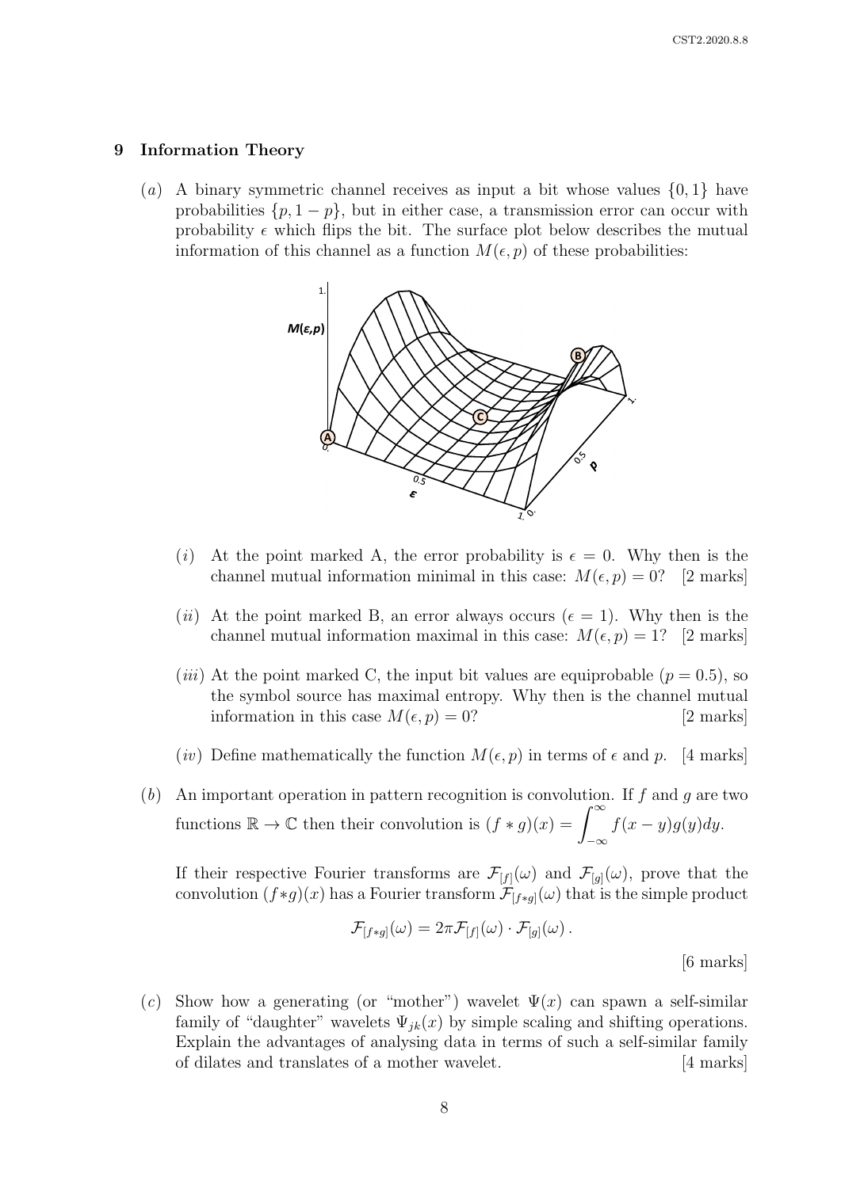## 9 Information Theory

(*a*) A binary symmetric channel receives as input a bit whose values $\{0, 1\}$ have probabilities $\{p, 1-p\}$, but in either case, a transmission error can occur with probability $\epsilon$ which flips the bit. The surface plot below describes the mutual information of this channel as a function $M(\epsilon, p)$ of these probabilities:

(*i*) At the point marked A, the error probability is $\epsilon = 0$. Why then is the channel mutual information minimal in this case: $M(\epsilon, p) = 0$? [2 marks]

(*ii*) At the point marked B, an error always occurs ($\epsilon = 1$). Why then is the channel mutual information maximal in this case: $M(\epsilon, p) = 1$? [2 marks]

(*iii*) At the point marked C, the input bit values are equiprobable ($p = 0.5$), so the symbol source has maximal entropy. Why then is the channel mutual information in this case $M(\epsilon, p) = 0$? [2 marks]

(*iv*) Define mathematically the function $M(\epsilon, p)$ in terms of $\epsilon$ and $p$. [4 marks]

(*b*) An important operation in pattern recognition is convolution. If $f$ and $g$ are two functions $\mathbb{R} \to \mathbb{C}$ then their convolution is $(f * g)(x) = \int_{-\infty}^{\infty} f(x-y)g(y)dy$.

If their respective Fourier transforms are $\mathcal{F}_{[f]}(\omega)$ and $\mathcal{F}_{[g]}(\omega)$, prove that the convolution $(f*g)(x)$ has a Fourier transform $\mathcal{F}_{[f*g]}(\omega)$ that is the simple product

$$\mathcal{F}_{[f*g]}(\omega) = 2\pi \mathcal{F}_{[f]}(\omega) \cdot \mathcal{F}_{[g]}(\omega)\,.$$

[6 marks]

(*c*) Show how a generating (or "mother") wavelet $\Psi(x)$ can spawn a self-similar family of "daughter" wavelets $\Psi_{jk}(x)$ by simple scaling and shifting operations. Explain the advantages of analysing data in terms of such a self-similar family of dilates and translates of a mother wavelet. [4 marks]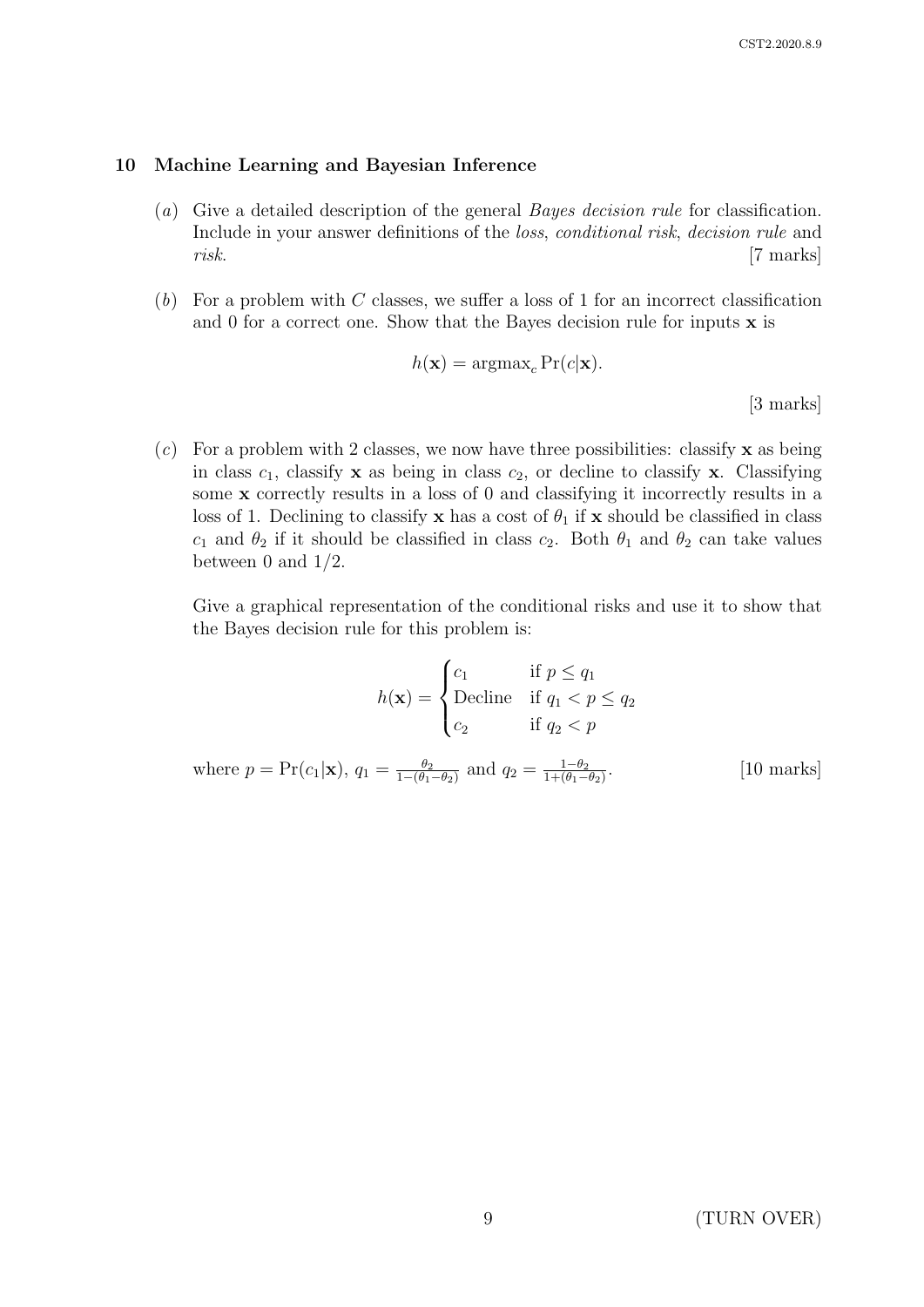## 10 Machine Learning and Bayesian Inference

(*a*) Give a detailed description of the general *Bayes decision rule* for classification. Include in your answer definitions of the *loss*, *conditional risk*, *decision rule* and *risk*. [7 marks]

(*b*) For a problem with $C$ classes, we suffer a loss of 1 for an incorrect classification and 0 for a correct one. Show that the Bayes decision rule for inputs $\mathbf{x}$ is

$$h(\mathbf{x}) = \operatorname{argmax}_c \Pr(c|\mathbf{x}).$$

[3 marks]

(*c*) For a problem with 2 classes, we now have three possibilities: classify $\mathbf{x}$ as being in class $c_1$, classify $\mathbf{x}$ as being in class $c_2$, or decline to classify $\mathbf{x}$. Classifying some $\mathbf{x}$ correctly results in a loss of 0 and classifying it incorrectly results in a loss of 1. Declining to classify $\mathbf{x}$ has a cost of $\theta_1$ if $\mathbf{x}$ should be classified in class $c_1$ and $\theta_2$ if it should be classified in class $c_2$. Both $\theta_1$ and $\theta_2$ can take values between 0 and 1/2.

Give a graphical representation of the conditional risks and use it to show that the Bayes decision rule for this problem is:

$$h(\mathbf{x}) = \begin{cases} c_1 & \text{if } p \leq q_1 \\ \text{Decline} & \text{if } q_1 < p \leq q_2 \\ c_2 & \text{if } q_2 < p \end{cases}$$

where $p = \Pr(c_1|\mathbf{x})$, $q_1 = \frac{\theta_2}{1-(\theta_1-\theta_2)}$ and $q_2 = \frac{1-\theta_2}{1+(\theta_1-\theta_2)}$. [10 marks]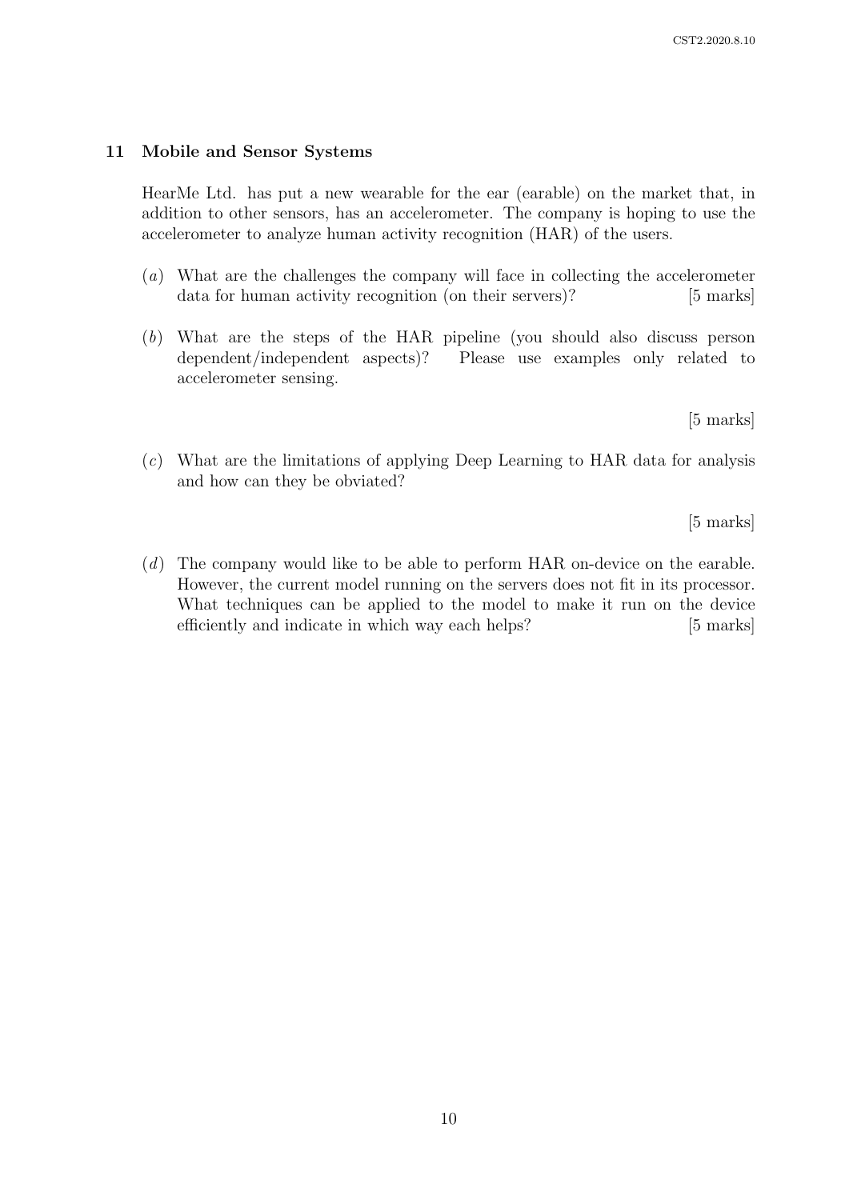## 11 Mobile and Sensor Systems

HearMe Ltd. has put a new wearable for the ear (earable) on the market that, in addition to other sensors, has an accelerometer. The company is hoping to use the accelerometer to analyze human activity recognition (HAR) of the users.

(*a*) What are the challenges the company will face in collecting the accelerometer data for human activity recognition (on their servers)? [5 marks]

(*b*) What are the steps of the HAR pipeline (you should also discuss person dependent/independent aspects)? Please use examples only related to accelerometer sensing.

[5 marks]

(*c*) What are the limitations of applying Deep Learning to HAR data for analysis and how can they be obviated?

[5 marks]

(*d*) The company would like to be able to perform HAR on-device on the earable. However, the current model running on the servers does not fit in its processor. What techniques can be applied to the model to make it run on the device efficiently and indicate in which way each helps? [5 marks]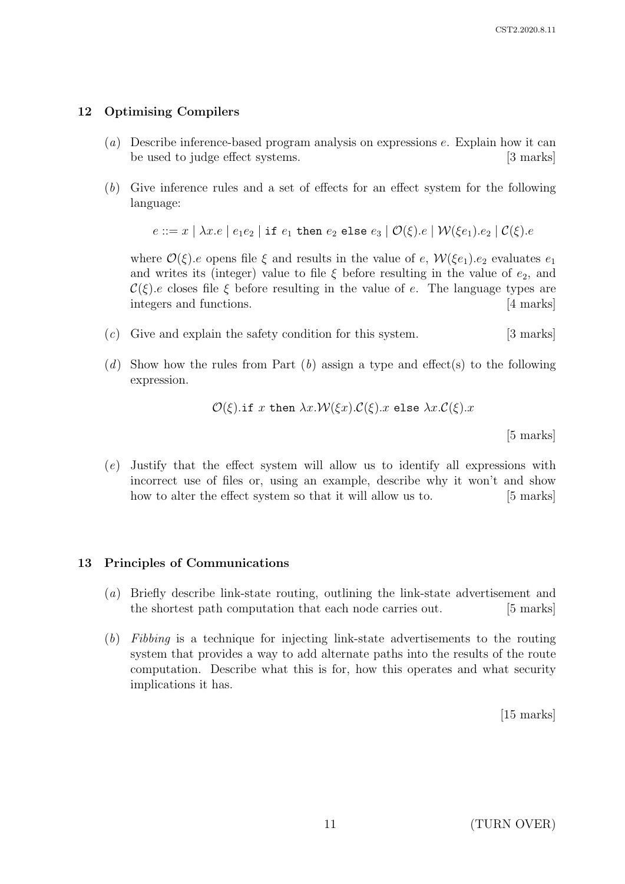## 12 Optimising Compilers

(*a*) Describe inference-based program analysis on expressions $e$. Explain how it can be used to judge effect systems. [3 marks]

(*b*) Give inference rules and a set of effects for an effect system for the following language:

$$e ::= x \mid \lambda x.e \mid e_1 e_2 \mid \texttt{if } e_1 \texttt{ then } e_2 \texttt{ else } e_3 \mid \mathcal{O}(\xi).e \mid \mathcal{W}(\xi e_1).e_2 \mid \mathcal{C}(\xi).e$$

where $\mathcal{O}(\xi).e$ opens file $\xi$ and results in the value of $e$, $\mathcal{W}(\xi e_1).e_2$ evaluates $e_1$ and writes its (integer) value to file $\xi$ before resulting in the value of $e_2$, and $\mathcal{C}(\xi).e$ closes file $\xi$ before resulting in the value of $e$. The language types are integers and functions. [4 marks]

(*c*) Give and explain the safety condition for this system. [3 marks]

(*d*) Show how the rules from Part (*b*) assign a type and effect(s) to the following expression.

$$\mathcal{O}(\xi).\texttt{if } x \texttt{ then } \lambda x.\mathcal{W}(\xi x).\mathcal{C}(\xi).x \texttt{ else } \lambda x.\mathcal{C}(\xi).x$$

[5 marks]

(*e*) Justify that the effect system will allow us to identify all expressions with incorrect use of files or, using an example, describe why it won't and show how to alter the effect system so that it will allow us to. [5 marks]

## 13 Principles of Communications

(*a*) Briefly describe link-state routing, outlining the link-state advertisement and the shortest path computation that each node carries out. [5 marks]

(*b*) *Fibbing* is a technique for injecting link-state advertisements to the routing system that provides a way to add alternate paths into the results of the route computation. Describe what this is for, how this operates and what security implications it has.

[15 marks]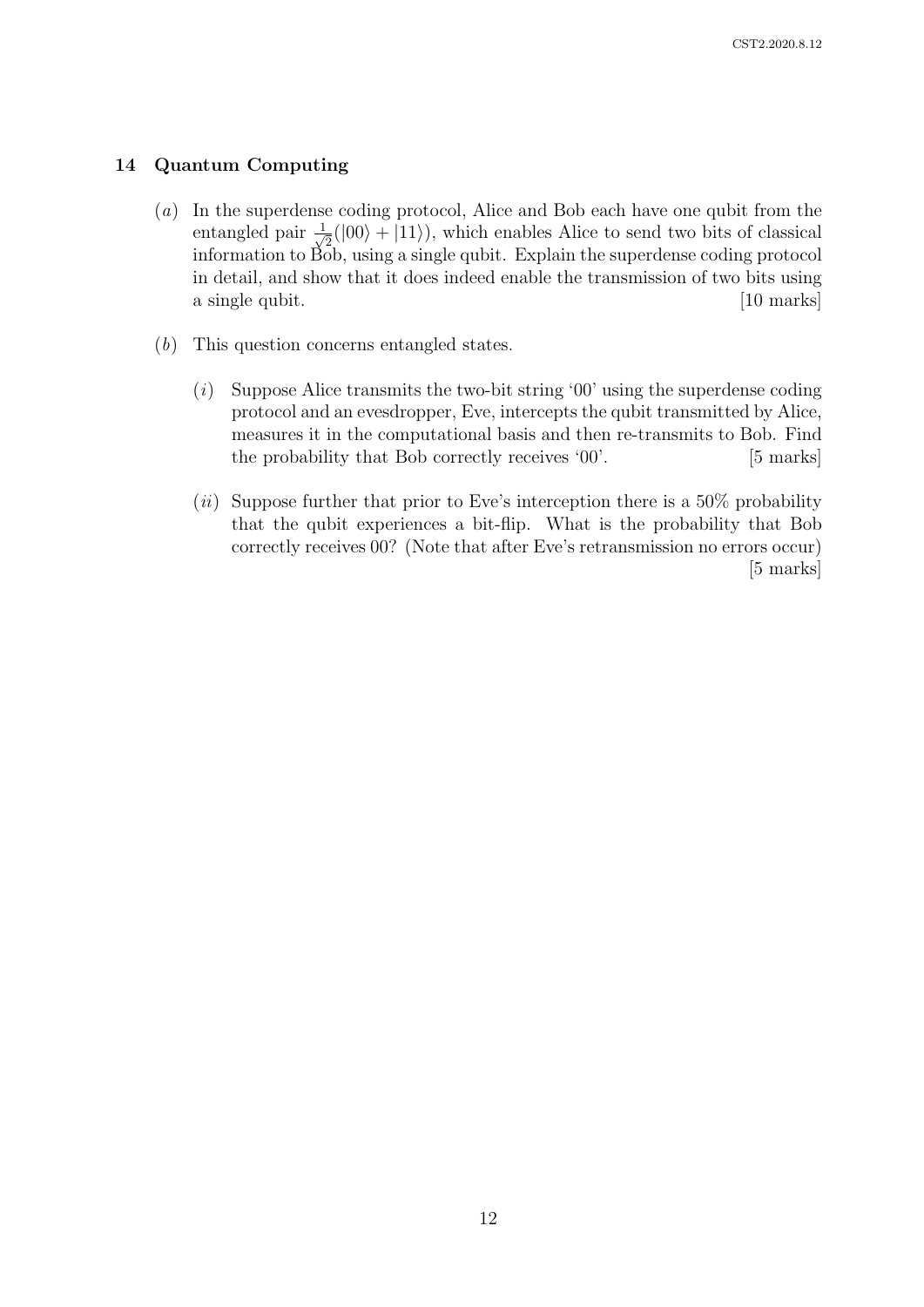## 14 Quantum Computing

(*a*) In the superdense coding protocol, Alice and Bob each have one qubit from the entangled pair $\frac{1}{\sqrt{2}}(|00\rangle + |11\rangle)$, which enables Alice to send two bits of classical information to Bob, using a single qubit. Explain the superdense coding protocol in detail, and show that it does indeed enable the transmission of two bits using a single qubit. [10 marks]

(*b*) This question concerns entangled states.

(*i*) Suppose Alice transmits the two-bit string '00' using the superdense coding protocol and an evesdropper, Eve, intercepts the qubit transmitted by Alice, measures it in the computational basis and then re-transmits to Bob. Find the probability that Bob correctly receives '00'. [5 marks]

(*ii*) Suppose further that prior to Eve's interception there is a 50% probability that the qubit experiences a bit-flip. What is the probability that Bob correctly receives 00? (Note that after Eve's retransmission no errors occur) [5 marks]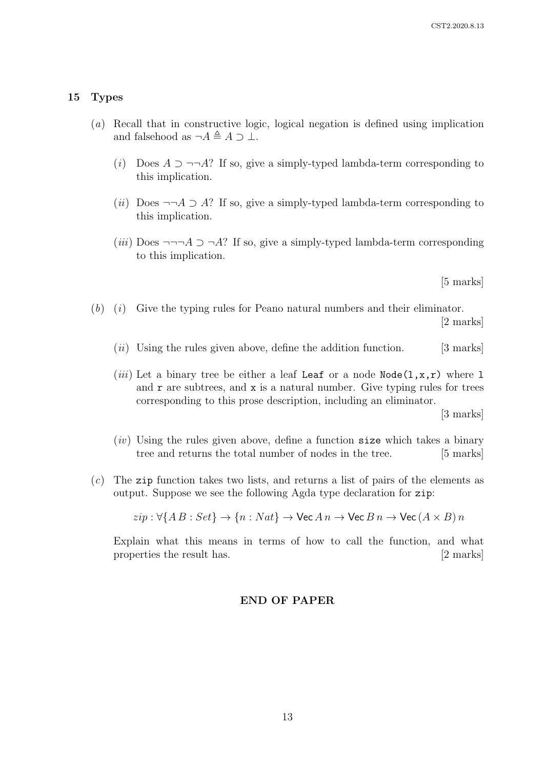## 15 Types

(*a*) Recall that in constructive logic, logical negation is defined using implication and falsehood as $\neg A \triangleq A \supset \bot$.

(*i*) Does $A \supset \neg\neg A$? If so, give a simply-typed lambda-term corresponding to this implication.

(*ii*) Does $\neg\neg A \supset A$? If so, give a simply-typed lambda-term corresponding to this implication.

(*iii*) Does $\neg\neg\neg A \supset \neg A$? If so, give a simply-typed lambda-term corresponding to this implication.

[5 marks]

(*b*) (*i*) Give the typing rules for Peano natural numbers and their eliminator. [2 marks]

(*ii*) Using the rules given above, define the addition function. [3 marks]

(*iii*) Let a binary tree be either a leaf `Leaf` or a node `Node(l,x,r)` where `l` and `r` are subtrees, and `x` is a natural number. Give typing rules for trees corresponding to this prose description, including an eliminator. [3 marks]

(*iv*) Using the rules given above, define a function `size` which takes a binary tree and returns the total number of nodes in the tree. [5 marks]

(*c*) The `zip` function takes two lists, and returns a list of pairs of the elements as output. Suppose we see the following Agda type declaration for `zip`:

$$zip : \forall\{A\,B : Set\} \to \{n : Nat\} \to \mathsf{Vec}\,A\,n \to \mathsf{Vec}\,B\,n \to \mathsf{Vec}\,(A \times B)\,n$$

Explain what this means in terms of how to call the function, and what properties the result has. [2 marks]

**END OF PAPER**